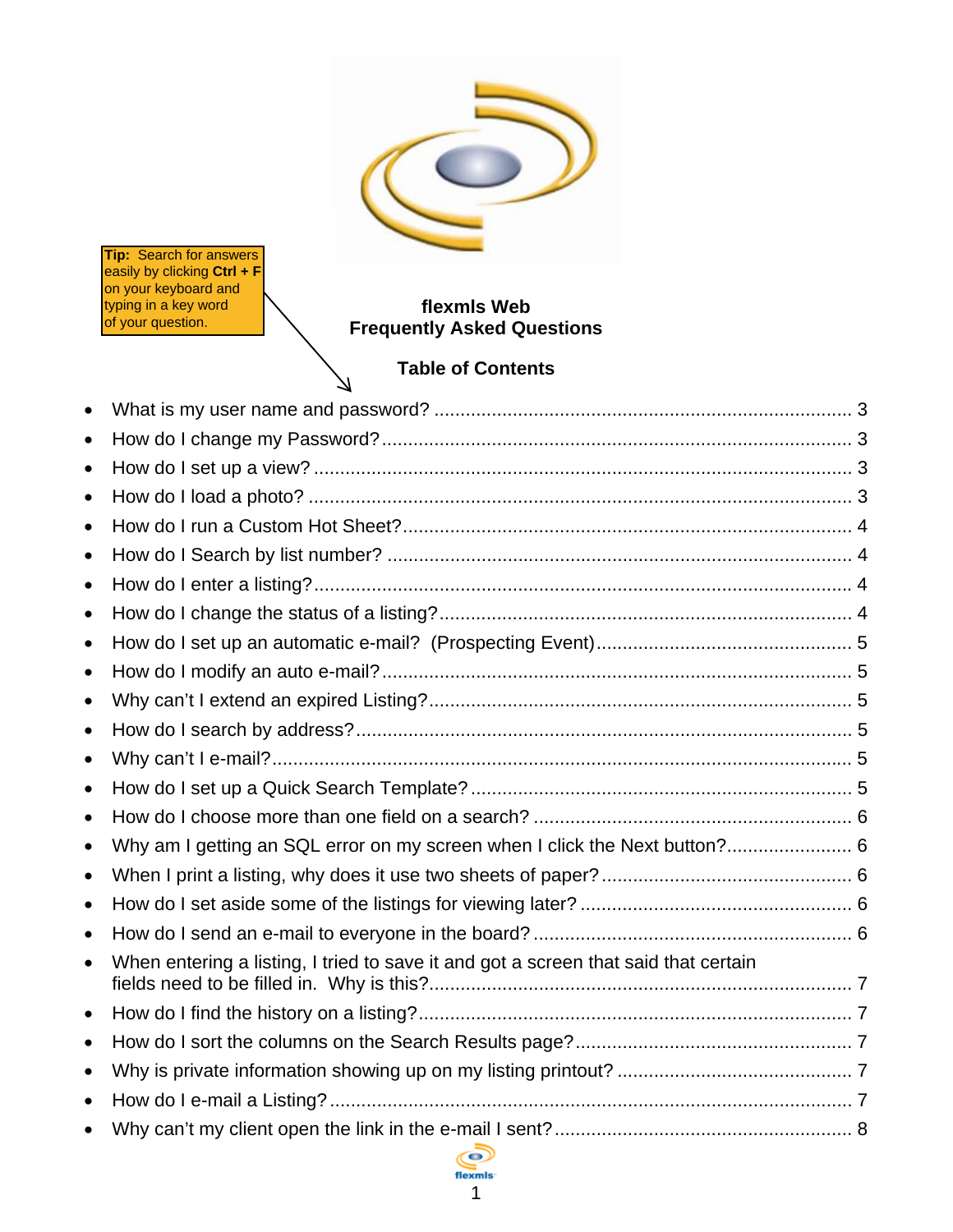Tip: Search for answers easily by clicking **Ctrl + F** on your keyboard and typing in a key word of your question.

# flexmls Web Frequently Asked Questions

## Table of Contents

- What is my user name and password? ..... 3
- How do I change my Password? ..... 3
- How do I set up a view? ..... 3
- How do I load a photo? ..... 3
- How do I run a Custom Hot Sheet? ..... 4
- How do I Search by list number? ..... 4
- How do I enter a listing? ..... 4
- How do I change the status of a listing? ..... 4
- How do I set up an automatic e-mail? (Prospecting Event) ..... 5
- How do I modify an auto e-mail? ..... 5
- Why can't I extend an expired Listing? ..... 5
- How do I search by address? ..... 5
- Why can't I e-mail? ..... 5
- How do I set up a Quick Search Template? ..... 5
- How do I choose more than one field on a search? ..... 6
- Why am I getting an SQL error on my screen when I click the Next button? ..... 6
- When I print a listing, why does it use two sheets of paper? ..... 6
- How do I set aside some of the listings for viewing later? ..... 6
- How do I send an e-mail to everyone in the board? ..... 6
- When entering a listing, I tried to save it and got a screen that said that certain fields need to be filled in. Why is this? ..... 7
- How do I find the history on a listing? ..... 7
- How do I sort the columns on the Search Results page? ..... 7
- Why is private information showing up on my listing printout? ..... 7
- How do I e-mail a Listing? ..... 7
- Why can't my client open the link in the e-mail I sent? ..... 8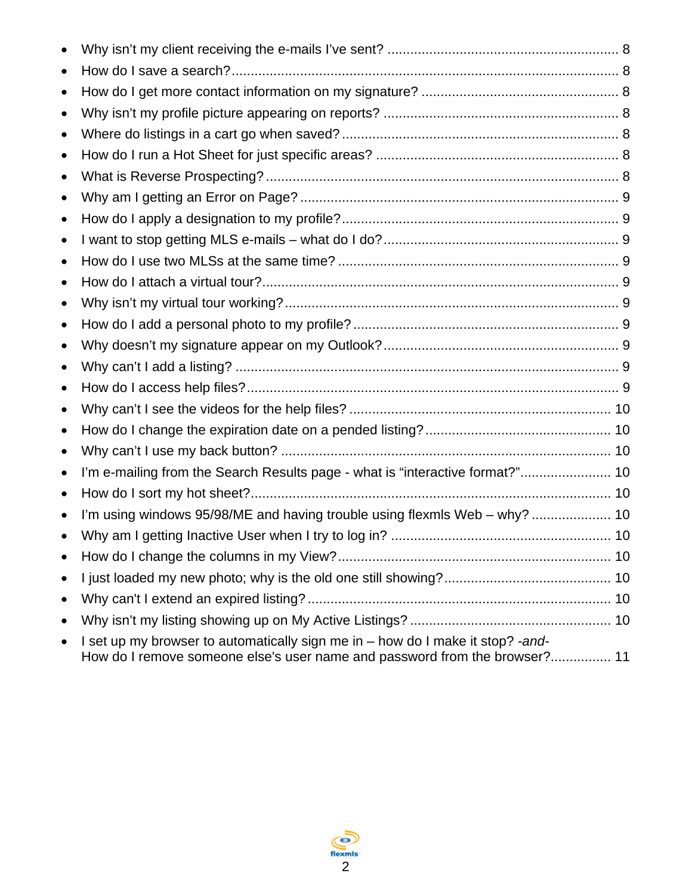- Why isn't my client receiving the e-mails I've sent? ........................................................ 8
- How do I save a search?.................................................................................................. 8
- How do I get more contact information on my signature? .................................................. 8
- Why isn't my profile picture appearing on reports? ............................................................ 8
- Where do listings in a cart go when saved?....................................................................... 8
- How do I run a Hot Sheet for just specific areas? .............................................................. 8
- What is Reverse Prospecting?.......................................................................................... 8
- Why am I getting an Error on Page?.................................................................................. 9
- How do I apply a designation to my profile?....................................................................... 9
- I want to stop getting MLS e-mails – what do I do?............................................................ 9
- How do I use two MLSs at the same time? ........................................................................ 9
- How do I attach a virtual tour?........................................................................................... 9
- Why isn't my virtual tour working?...................................................................................... 9
- How do I add a personal photo to my profile?..................................................................... 9
- Why doesn't my signature appear on my Outlook?............................................................ 9
- Why can't I add a listing? ................................................................................................. 9
- How do I access help files?............................................................................................... 9
- Why can't I see the videos for the help files? .................................................................. 10
- How do I change the expiration date on a pended listing?............................................... 10
- Why can't I use my back button? .................................................................................... 10
- I'm e-mailing from the Search Results page - what is "interactive format?"........................ 10
- How do I sort my hot sheet?............................................................................................ 10
- I'm using windows 95/98/ME and having trouble using flexmls Web – why? ..................... 10
- Why am I getting Inactive User when I try to log in? ......................................................... 10
- How do I change the columns in my View?...................................................................... 10
- I just loaded my new photo; why is the old one still showing?........................................... 10
- Why can't I extend an expired listing?.............................................................................. 10
- Why isn't my listing showing up on My Active Listings? ................................................... 10
- I set up my browser to automatically sign me in – how do I make it stop? *-and-* How do I remove someone else's user name and password from the browser?................ 11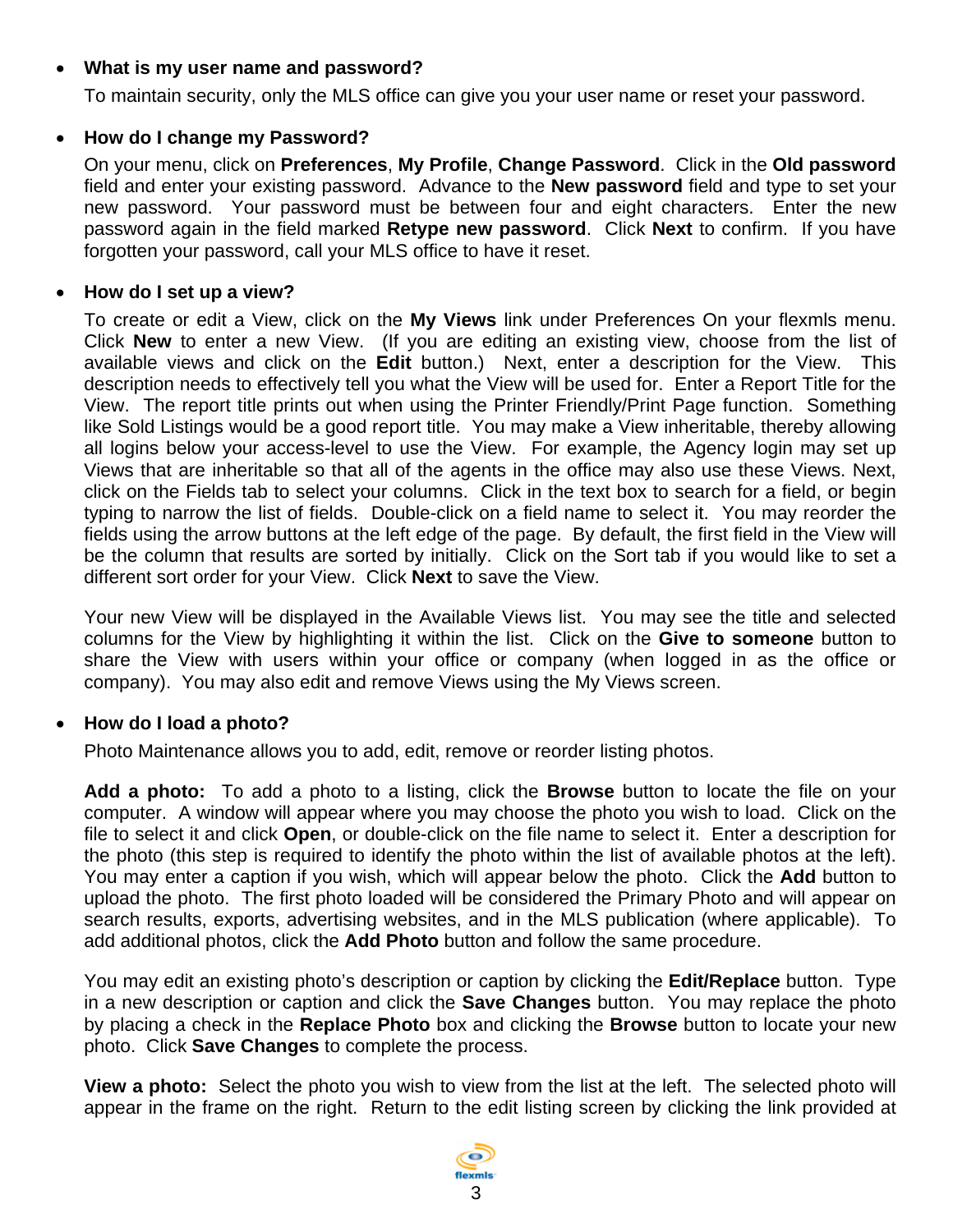- **What is my user name and password?**

  To maintain security, only the MLS office can give you your user name or reset your password.

- **How do I change my Password?**

  On your menu, click on **Preferences**, **My Profile**, **Change Password**. Click in the **Old password** field and enter your existing password. Advance to the **New password** field and type to set your new password. Your password must be between four and eight characters. Enter the new password again in the field marked **Retype new password**. Click **Next** to confirm. If you have forgotten your password, call your MLS office to have it reset.

- **How do I set up a view?**

  To create or edit a View, click on the **My Views** link under Preferences On your flexmls menu. Click **New** to enter a new View. (If you are editing an existing view, choose from the list of available views and click on the **Edit** button.) Next, enter a description for the View. This description needs to effectively tell you what the View will be used for. Enter a Report Title for the View. The report title prints out when using the Printer Friendly/Print Page function. Something like Sold Listings would be a good report title. You may make a View inheritable, thereby allowing all logins below your access-level to use the View. For example, the Agency login may set up Views that are inheritable so that all of the agents in the office may also use these Views. Next, click on the Fields tab to select your columns. Click in the text box to search for a field, or begin typing to narrow the list of fields. Double-click on a field name to select it. You may reorder the fields using the arrow buttons at the left edge of the page. By default, the first field in the View will be the column that results are sorted by initially. Click on the Sort tab if you would like to set a different sort order for your View. Click **Next** to save the View.

  Your new View will be displayed in the Available Views list. You may see the title and selected columns for the View by highlighting it within the list. Click on the **Give to someone** button to share the View with users within your office or company (when logged in as the office or company). You may also edit and remove Views using the My Views screen.

- **How do I load a photo?**

  Photo Maintenance allows you to add, edit, remove or reorder listing photos.

  **Add a photo:** To add a photo to a listing, click the **Browse** button to locate the file on your computer. A window will appear where you may choose the photo you wish to load. Click on the file to select it and click **Open**, or double-click on the file name to select it. Enter a description for the photo (this step is required to identify the photo within the list of available photos at the left). You may enter a caption if you wish, which will appear below the photo. Click the **Add** button to upload the photo. The first photo loaded will be considered the Primary Photo and will appear on search results, exports, advertising websites, and in the MLS publication (where applicable). To add additional photos, click the **Add Photo** button and follow the same procedure.

  You may edit an existing photo's description or caption by clicking the **Edit/Replace** button. Type in a new description or caption and click the **Save Changes** button. You may replace the photo by placing a check in the **Replace Photo** box and clicking the **Browse** button to locate your new photo. Click **Save Changes** to complete the process.

  **View a photo:** Select the photo you wish to view from the list at the left. The selected photo will appear in the frame on the right. Return to the edit listing screen by clicking the link provided at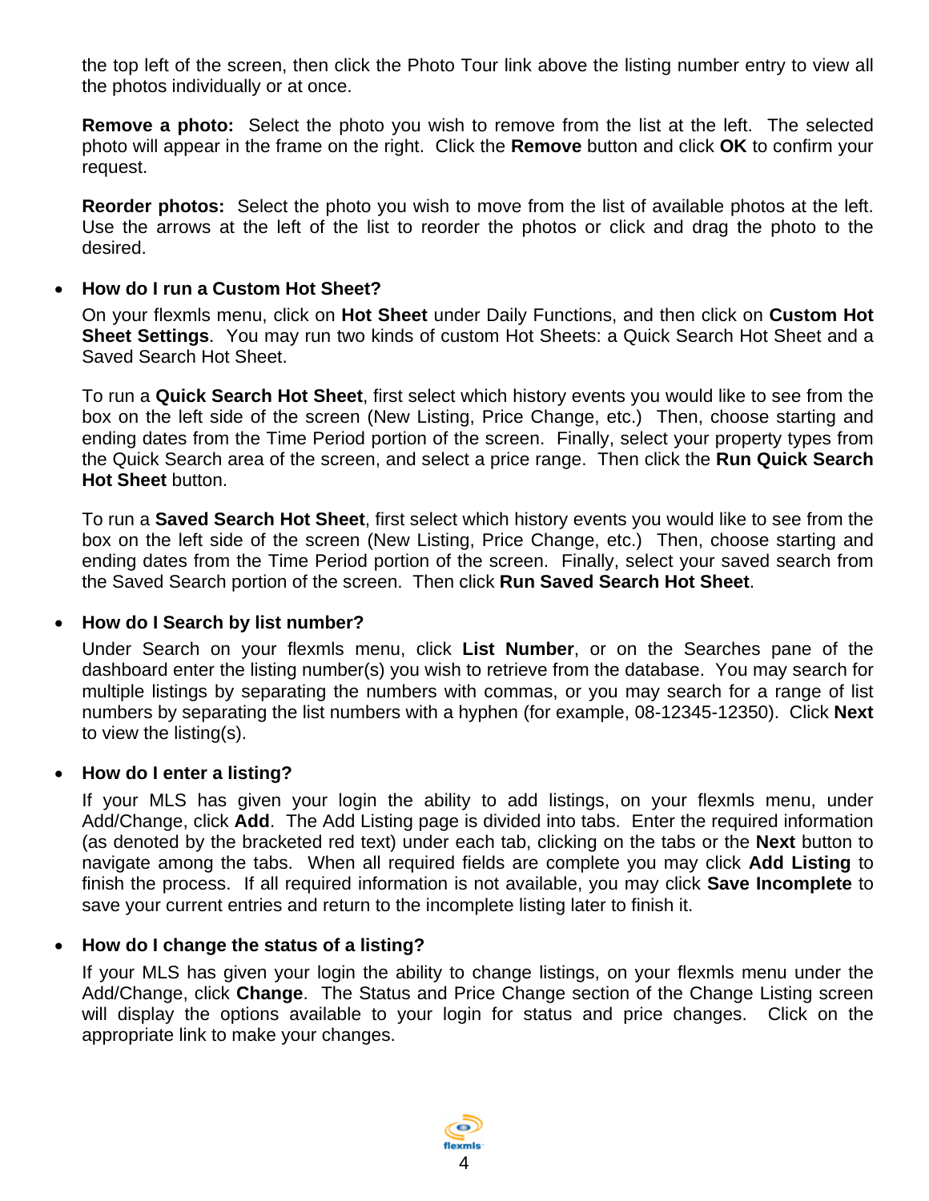the top left of the screen, then click the Photo Tour link above the listing number entry to view all the photos individually or at once.

**Remove a photo:** Select the photo you wish to remove from the list at the left. The selected photo will appear in the frame on the right. Click the **Remove** button and click **OK** to confirm your request.

**Reorder photos:** Select the photo you wish to move from the list of available photos at the left. Use the arrows at the left of the list to reorder the photos or click and drag the photo to the desired.

- **How do I run a Custom Hot Sheet?**

  On your flexmls menu, click on **Hot Sheet** under Daily Functions, and then click on **Custom Hot Sheet Settings**. You may run two kinds of custom Hot Sheets: a Quick Search Hot Sheet and a Saved Search Hot Sheet.

  To run a **Quick Search Hot Sheet**, first select which history events you would like to see from the box on the left side of the screen (New Listing, Price Change, etc.) Then, choose starting and ending dates from the Time Period portion of the screen. Finally, select your property types from the Quick Search area of the screen, and select a price range. Then click the **Run Quick Search Hot Sheet** button.

  To run a **Saved Search Hot Sheet**, first select which history events you would like to see from the box on the left side of the screen (New Listing, Price Change, etc.) Then, choose starting and ending dates from the Time Period portion of the screen. Finally, select your saved search from the Saved Search portion of the screen. Then click **Run Saved Search Hot Sheet**.

- **How do I Search by list number?**

  Under Search on your flexmls menu, click **List Number**, or on the Searches pane of the dashboard enter the listing number(s) you wish to retrieve from the database. You may search for multiple listings by separating the numbers with commas, or you may search for a range of list numbers by separating the list numbers with a hyphen (for example, 08-12345-12350). Click **Next** to view the listing(s).

- **How do I enter a listing?**

  If your MLS has given your login the ability to add listings, on your flexmls menu, under Add/Change, click **Add**. The Add Listing page is divided into tabs. Enter the required information (as denoted by the bracketed red text) under each tab, clicking on the tabs or the **Next** button to navigate among the tabs. When all required fields are complete you may click **Add Listing** to finish the process. If all required information is not available, you may click **Save Incomplete** to save your current entries and return to the incomplete listing later to finish it.

- **How do I change the status of a listing?**

  If your MLS has given your login the ability to change listings, on your flexmls menu under the Add/Change, click **Change**. The Status and Price Change section of the Change Listing screen will display the options available to your login for status and price changes. Click on the appropriate link to make your changes.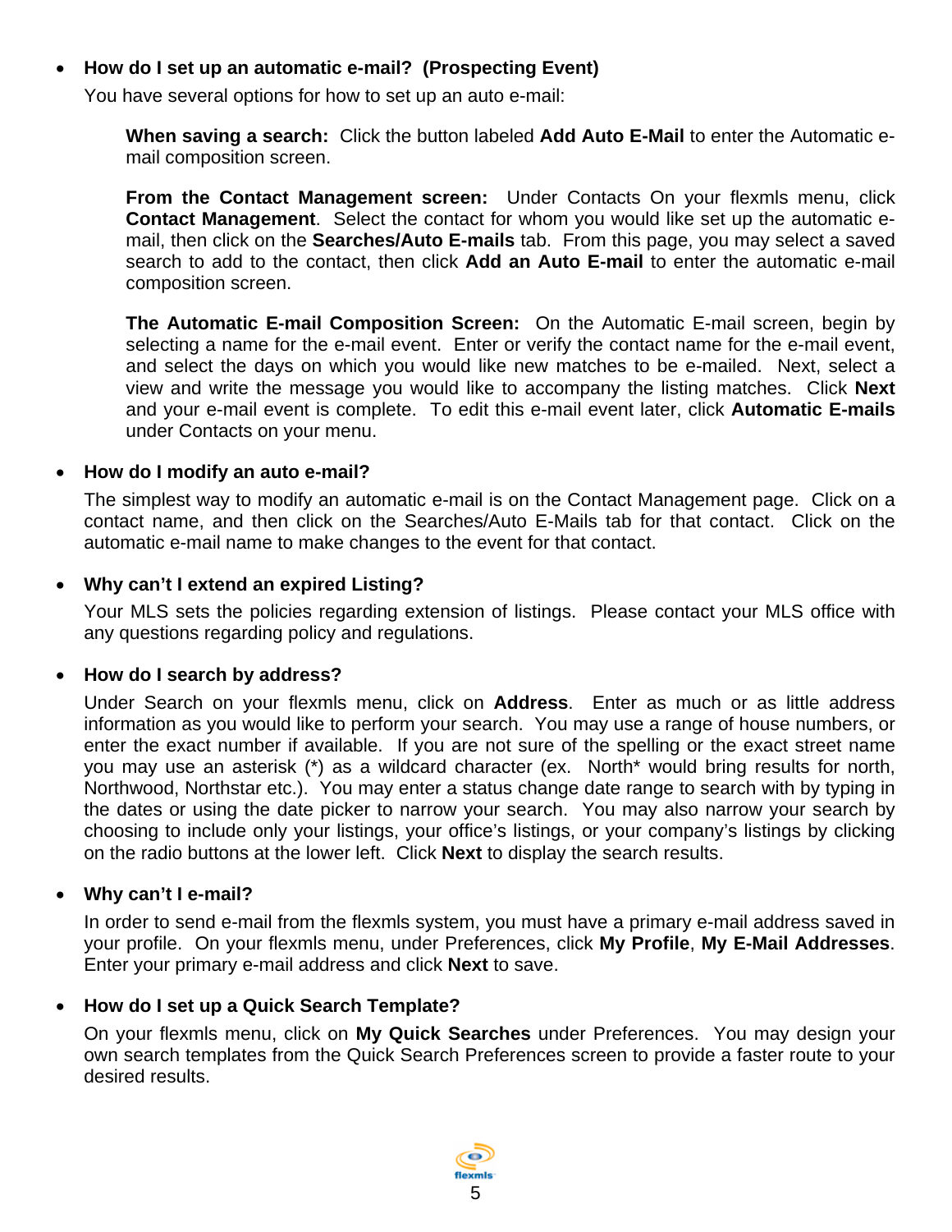- **How do I set up an automatic e-mail? (Prospecting Event)**

  You have several options for how to set up an auto e-mail:

  > **When saving a search:** Click the button labeled **Add Auto E-Mail** to enter the Automatic e-mail composition screen.
  >
  > **From the Contact Management screen:** Under Contacts On your flexmls menu, click **Contact Management**. Select the contact for whom you would like set up the automatic e-mail, then click on the **Searches/Auto E-mails** tab. From this page, you may select a saved search to add to the contact, then click **Add an Auto E-mail** to enter the automatic e-mail composition screen.
  >
  > **The Automatic E-mail Composition Screen:** On the Automatic E-mail screen, begin by selecting a name for the e-mail event. Enter or verify the contact name for the e-mail event, and select the days on which you would like new matches to be e-mailed. Next, select a view and write the message you would like to accompany the listing matches. Click **Next** and your e-mail event is complete. To edit this e-mail event later, click **Automatic E-mails** under Contacts on your menu.

- **How do I modify an auto e-mail?**

  The simplest way to modify an automatic e-mail is on the Contact Management page. Click on a contact name, and then click on the Searches/Auto E-Mails tab for that contact. Click on the automatic e-mail name to make changes to the event for that contact.

- **Why can't I extend an expired Listing?**

  Your MLS sets the policies regarding extension of listings. Please contact your MLS office with any questions regarding policy and regulations.

- **How do I search by address?**

  Under Search on your flexmls menu, click on **Address**. Enter as much or as little address information as you would like to perform your search. You may use a range of house numbers, or enter the exact number if available. If you are not sure of the spelling or the exact street name you may use an asterisk (*) as a wildcard character (ex. North* would bring results for north, Northwood, Northstar etc.). You may enter a status change date range to search with by typing in the dates or using the date picker to narrow your search. You may also narrow your search by choosing to include only your listings, your office's listings, or your company's listings by clicking on the radio buttons at the lower left. Click **Next** to display the search results.

- **Why can't I e-mail?**

  In order to send e-mail from the flexmls system, you must have a primary e-mail address saved in your profile. On your flexmls menu, under Preferences, click **My Profile**, **My E-Mail Addresses**. Enter your primary e-mail address and click **Next** to save.

- **How do I set up a Quick Search Template?**

  On your flexmls menu, click on **My Quick Searches** under Preferences. You may design your own search templates from the Quick Search Preferences screen to provide a faster route to your desired results.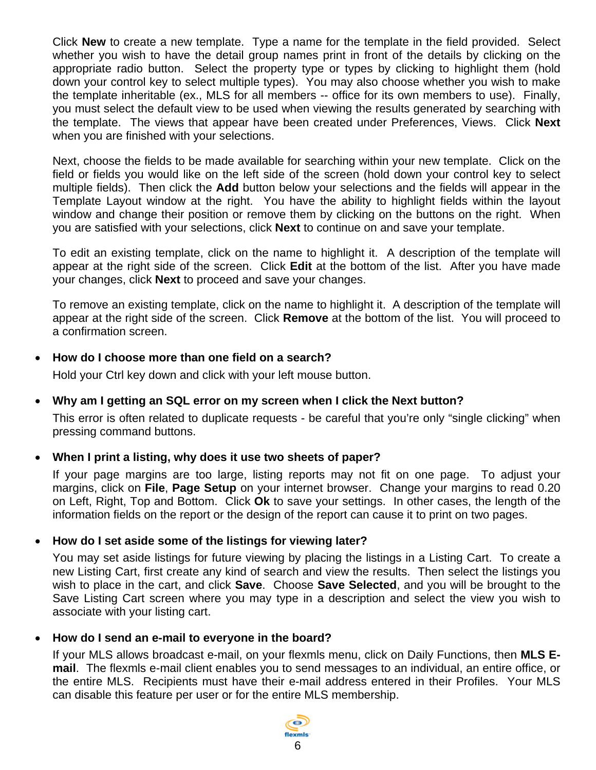Click **New** to create a new template. Type a name for the template in the field provided. Select whether you wish to have the detail group names print in front of the details by clicking on the appropriate radio button. Select the property type or types by clicking to highlight them (hold down your control key to select multiple types). You may also choose whether you wish to make the template inheritable (ex., MLS for all members -- office for its own members to use). Finally, you must select the default view to be used when viewing the results generated by searching with the template. The views that appear have been created under Preferences, Views. Click **Next** when you are finished with your selections.

Next, choose the fields to be made available for searching within your new template. Click on the field or fields you would like on the left side of the screen (hold down your control key to select multiple fields). Then click the **Add** button below your selections and the fields will appear in the Template Layout window at the right. You have the ability to highlight fields within the layout window and change their position or remove them by clicking on the buttons on the right. When you are satisfied with your selections, click **Next** to continue on and save your template.

To edit an existing template, click on the name to highlight it. A description of the template will appear at the right side of the screen. Click **Edit** at the bottom of the list. After you have made your changes, click **Next** to proceed and save your changes.

To remove an existing template, click on the name to highlight it. A description of the template will appear at the right side of the screen. Click **Remove** at the bottom of the list. You will proceed to a confirmation screen.

- **How do I choose more than one field on a search?**

  Hold your Ctrl key down and click with your left mouse button.

- **Why am I getting an SQL error on my screen when I click the Next button?**

  This error is often related to duplicate requests - be careful that you're only "single clicking" when pressing command buttons.

- **When I print a listing, why does it use two sheets of paper?**

  If your page margins are too large, listing reports may not fit on one page. To adjust your margins, click on **File**, **Page Setup** on your internet browser. Change your margins to read 0.20 on Left, Right, Top and Bottom. Click **Ok** to save your settings. In other cases, the length of the information fields on the report or the design of the report can cause it to print on two pages.

- **How do I set aside some of the listings for viewing later?**

  You may set aside listings for future viewing by placing the listings in a Listing Cart. To create a new Listing Cart, first create any kind of search and view the results. Then select the listings you wish to place in the cart, and click **Save**. Choose **Save Selected**, and you will be brought to the Save Listing Cart screen where you may type in a description and select the view you wish to associate with your listing cart.

- **How do I send an e-mail to everyone in the board?**

  If your MLS allows broadcast e-mail, on your flexmls menu, click on Daily Functions, then **MLS E-mail**. The flexmls e-mail client enables you to send messages to an individual, an entire office, or the entire MLS. Recipients must have their e-mail address entered in their Profiles. Your MLS can disable this feature per user or for the entire MLS membership.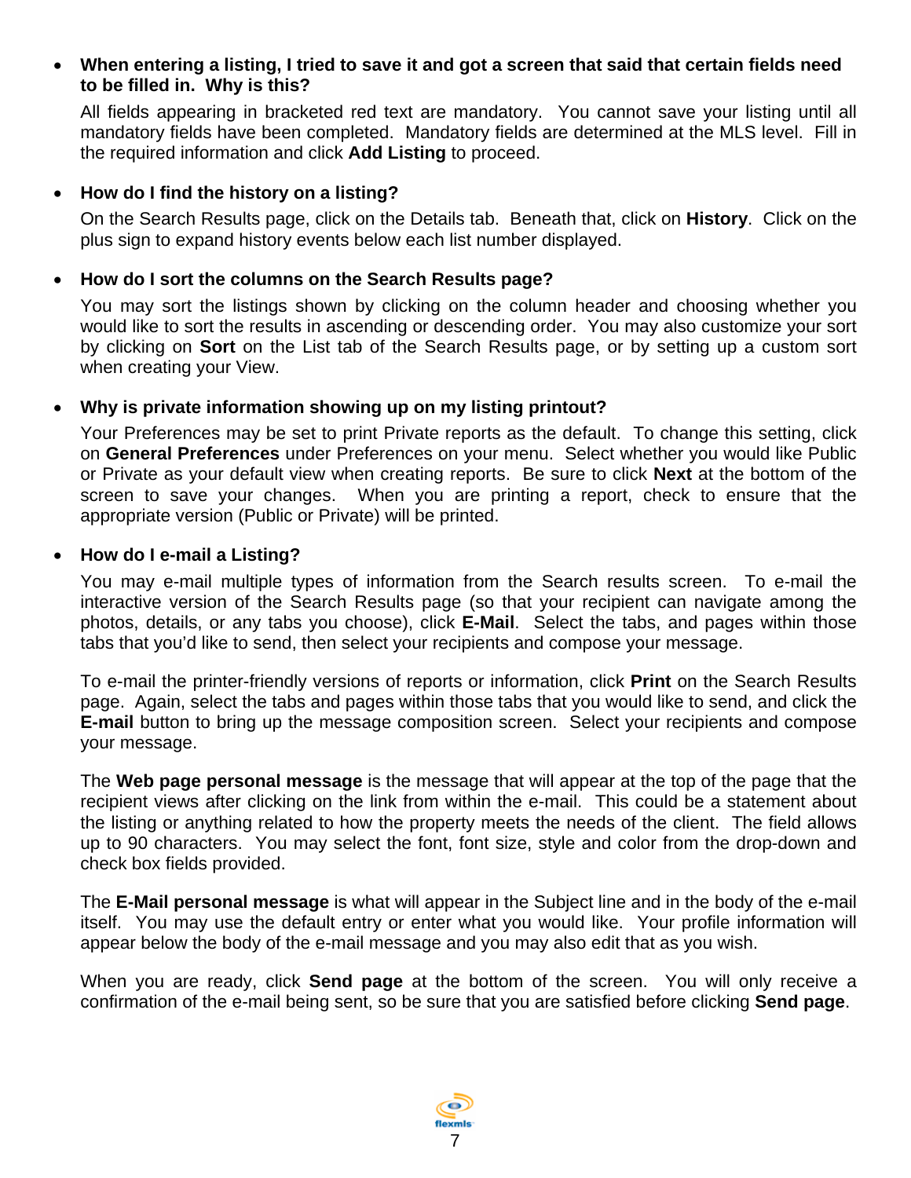- **When entering a listing, I tried to save it and got a screen that said that certain fields need to be filled in. Why is this?**

  All fields appearing in bracketed red text are mandatory. You cannot save your listing until all mandatory fields have been completed. Mandatory fields are determined at the MLS level. Fill in the required information and click **Add Listing** to proceed.

- **How do I find the history on a listing?**

  On the Search Results page, click on the Details tab. Beneath that, click on **History**. Click on the plus sign to expand history events below each list number displayed.

- **How do I sort the columns on the Search Results page?**

  You may sort the listings shown by clicking on the column header and choosing whether you would like to sort the results in ascending or descending order. You may also customize your sort by clicking on **Sort** on the List tab of the Search Results page, or by setting up a custom sort when creating your View.

- **Why is private information showing up on my listing printout?**

  Your Preferences may be set to print Private reports as the default. To change this setting, click on **General Preferences** under Preferences on your menu. Select whether you would like Public or Private as your default view when creating reports. Be sure to click **Next** at the bottom of the screen to save your changes. When you are printing a report, check to ensure that the appropriate version (Public or Private) will be printed.

- **How do I e-mail a Listing?**

  You may e-mail multiple types of information from the Search results screen. To e-mail the interactive version of the Search Results page (so that your recipient can navigate among the photos, details, or any tabs you choose), click **E-Mail**. Select the tabs, and pages within those tabs that you'd like to send, then select your recipients and compose your message.

  To e-mail the printer-friendly versions of reports or information, click **Print** on the Search Results page. Again, select the tabs and pages within those tabs that you would like to send, and click the **E-mail** button to bring up the message composition screen. Select your recipients and compose your message.

  The **Web page personal message** is the message that will appear at the top of the page that the recipient views after clicking on the link from within the e-mail. This could be a statement about the listing or anything related to how the property meets the needs of the client. The field allows up to 90 characters. You may select the font, font size, style and color from the drop-down and check box fields provided.

  The **E-Mail personal message** is what will appear in the Subject line and in the body of the e-mail itself. You may use the default entry or enter what you would like. Your profile information will appear below the body of the e-mail message and you may also edit that as you wish.

  When you are ready, click **Send page** at the bottom of the screen. You will only receive a confirmation of the e-mail being sent, so be sure that you are satisfied before clicking **Send page**.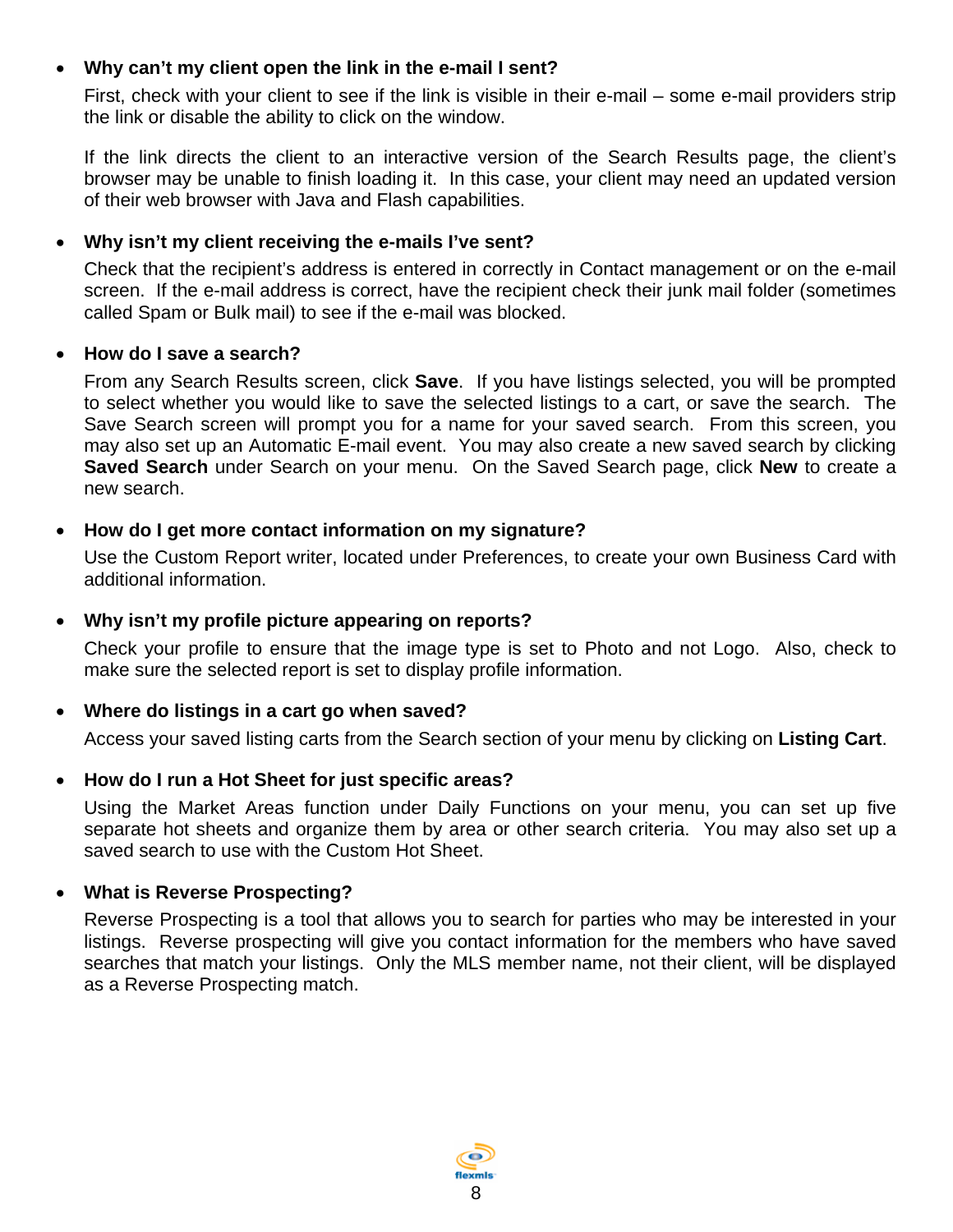- **Why can't my client open the link in the e-mail I sent?**

  First, check with your client to see if the link is visible in their e-mail – some e-mail providers strip the link or disable the ability to click on the window.

  If the link directs the client to an interactive version of the Search Results page, the client's browser may be unable to finish loading it. In this case, your client may need an updated version of their web browser with Java and Flash capabilities.

- **Why isn't my client receiving the e-mails I've sent?**

  Check that the recipient's address is entered in correctly in Contact management or on the e-mail screen. If the e-mail address is correct, have the recipient check their junk mail folder (sometimes called Spam or Bulk mail) to see if the e-mail was blocked.

- **How do I save a search?**

  From any Search Results screen, click **Save**. If you have listings selected, you will be prompted to select whether you would like to save the selected listings to a cart, or save the search. The Save Search screen will prompt you for a name for your saved search. From this screen, you may also set up an Automatic E-mail event. You may also create a new saved search by clicking **Saved Search** under Search on your menu. On the Saved Search page, click **New** to create a new search.

- **How do I get more contact information on my signature?**

  Use the Custom Report writer, located under Preferences, to create your own Business Card with additional information.

- **Why isn't my profile picture appearing on reports?**

  Check your profile to ensure that the image type is set to Photo and not Logo. Also, check to make sure the selected report is set to display profile information.

- **Where do listings in a cart go when saved?**

  Access your saved listing carts from the Search section of your menu by clicking on **Listing Cart**.

- **How do I run a Hot Sheet for just specific areas?**

  Using the Market Areas function under Daily Functions on your menu, you can set up five separate hot sheets and organize them by area or other search criteria. You may also set up a saved search to use with the Custom Hot Sheet.

- **What is Reverse Prospecting?**

  Reverse Prospecting is a tool that allows you to search for parties who may be interested in your listings. Reverse prospecting will give you contact information for the members who have saved searches that match your listings. Only the MLS member name, not their client, will be displayed as a Reverse Prospecting match.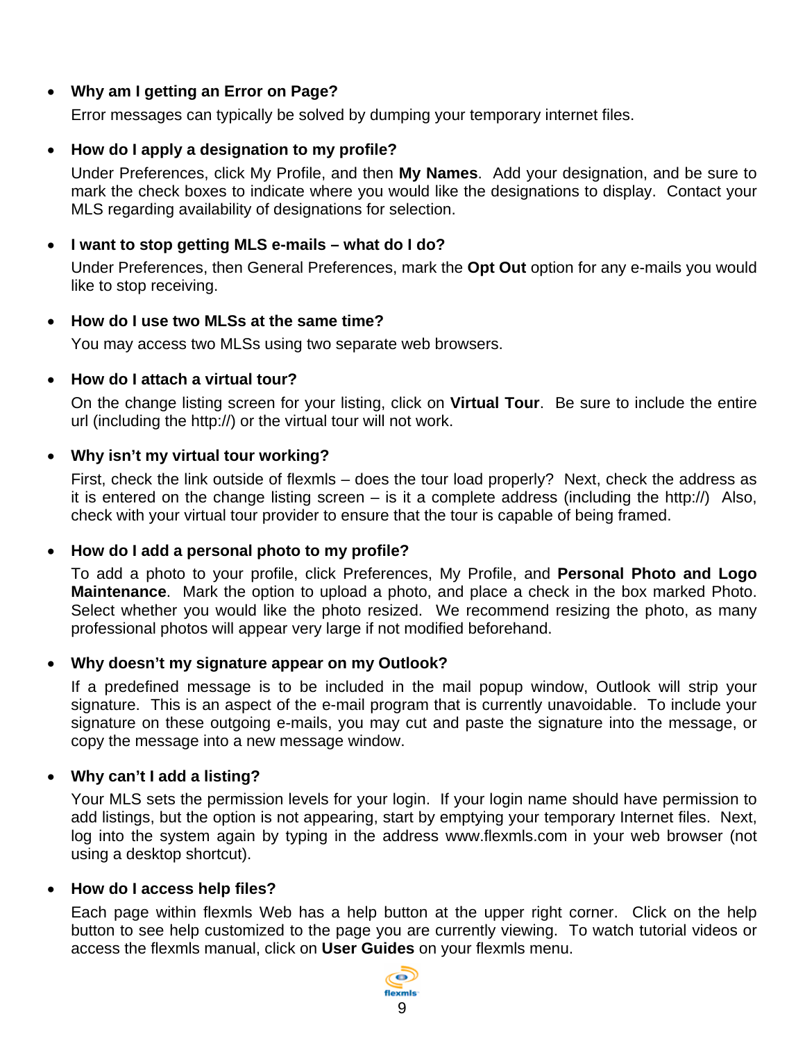- **Why am I getting an Error on Page?**

  Error messages can typically be solved by dumping your temporary internet files.

- **How do I apply a designation to my profile?**

  Under Preferences, click My Profile, and then **My Names**. Add your designation, and be sure to mark the check boxes to indicate where you would like the designations to display. Contact your MLS regarding availability of designations for selection.

- **I want to stop getting MLS e-mails – what do I do?**

  Under Preferences, then General Preferences, mark the **Opt Out** option for any e-mails you would like to stop receiving.

- **How do I use two MLSs at the same time?**

  You may access two MLSs using two separate web browsers.

- **How do I attach a virtual tour?**

  On the change listing screen for your listing, click on **Virtual Tour**. Be sure to include the entire url (including the http://) or the virtual tour will not work.

- **Why isn't my virtual tour working?**

  First, check the link outside of flexmls – does the tour load properly? Next, check the address as it is entered on the change listing screen – is it a complete address (including the http://) Also, check with your virtual tour provider to ensure that the tour is capable of being framed.

- **How do I add a personal photo to my profile?**

  To add a photo to your profile, click Preferences, My Profile, and **Personal Photo and Logo Maintenance**. Mark the option to upload a photo, and place a check in the box marked Photo. Select whether you would like the photo resized. We recommend resizing the photo, as many professional photos will appear very large if not modified beforehand.

- **Why doesn't my signature appear on my Outlook?**

  If a predefined message is to be included in the mail popup window, Outlook will strip your signature. This is an aspect of the e-mail program that is currently unavoidable. To include your signature on these outgoing e-mails, you may cut and paste the signature into the message, or copy the message into a new message window.

- **Why can't I add a listing?**

  Your MLS sets the permission levels for your login. If your login name should have permission to add listings, but the option is not appearing, start by emptying your temporary Internet files. Next, log into the system again by typing in the address www.flexmls.com in your web browser (not using a desktop shortcut).

- **How do I access help files?**

  Each page within flexmls Web has a help button at the upper right corner. Click on the help button to see help customized to the page you are currently viewing. To watch tutorial videos or access the flexmls manual, click on **User Guides** on your flexmls menu.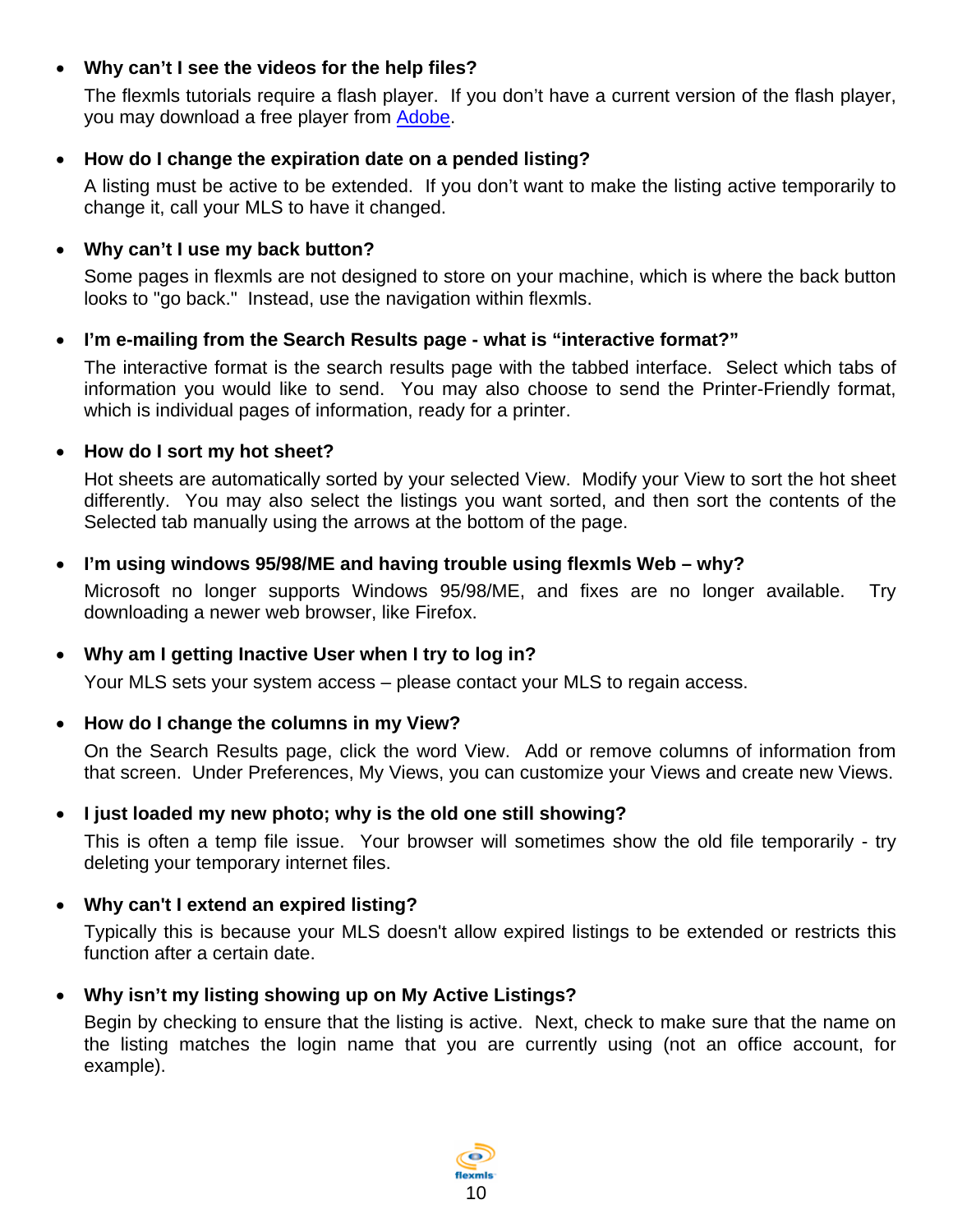- **Why can't I see the videos for the help files?**

  The flexmls tutorials require a flash player. If you don't have a current version of the flash player, you may download a free player from Adobe.

- **How do I change the expiration date on a pended listing?**

  A listing must be active to be extended. If you don't want to make the listing active temporarily to change it, call your MLS to have it changed.

- **Why can't I use my back button?**

  Some pages in flexmls are not designed to store on your machine, which is where the back button looks to "go back." Instead, use the navigation within flexmls.

- **I'm e-mailing from the Search Results page - what is "interactive format?"**

  The interactive format is the search results page with the tabbed interface. Select which tabs of information you would like to send. You may also choose to send the Printer-Friendly format, which is individual pages of information, ready for a printer.

- **How do I sort my hot sheet?**

  Hot sheets are automatically sorted by your selected View. Modify your View to sort the hot sheet differently. You may also select the listings you want sorted, and then sort the contents of the Selected tab manually using the arrows at the bottom of the page.

- **I'm using windows 95/98/ME and having trouble using flexmls Web – why?**

  Microsoft no longer supports Windows 95/98/ME, and fixes are no longer available. Try downloading a newer web browser, like Firefox.

- **Why am I getting Inactive User when I try to log in?**

  Your MLS sets your system access – please contact your MLS to regain access.

- **How do I change the columns in my View?**

  On the Search Results page, click the word View. Add or remove columns of information from that screen. Under Preferences, My Views, you can customize your Views and create new Views.

- **I just loaded my new photo; why is the old one still showing?**

  This is often a temp file issue. Your browser will sometimes show the old file temporarily - try deleting your temporary internet files.

- **Why can't I extend an expired listing?**

  Typically this is because your MLS doesn't allow expired listings to be extended or restricts this function after a certain date.

- **Why isn't my listing showing up on My Active Listings?**

  Begin by checking to ensure that the listing is active. Next, check to make sure that the name on the listing matches the login name that you are currently using (not an office account, for example).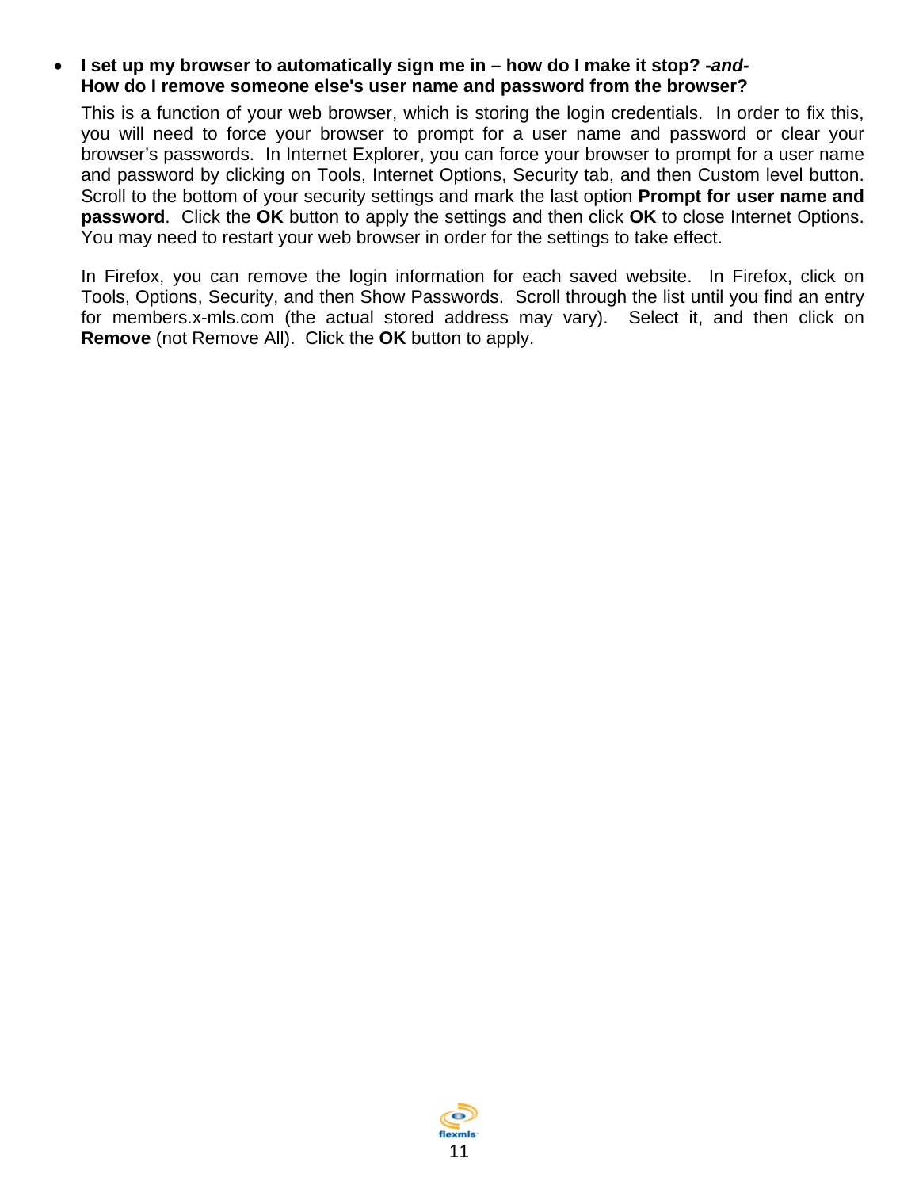- **I set up my browser to automatically sign me in – how do I make it stop?** ***-and-***
  **How do I remove someone else's user name and password from the browser?**

  This is a function of your web browser, which is storing the login credentials. In order to fix this, you will need to force your browser to prompt for a user name and password or clear your browser's passwords. In Internet Explorer, you can force your browser to prompt for a user name and password by clicking on Tools, Internet Options, Security tab, and then Custom level button. Scroll to the bottom of your security settings and mark the last option **Prompt for user name and password**. Click the **OK** button to apply the settings and then click **OK** to close Internet Options. You may need to restart your web browser in order for the settings to take effect.

  In Firefox, you can remove the login information for each saved website. In Firefox, click on Tools, Options, Security, and then Show Passwords. Scroll through the list until you find an entry for members.x-mls.com (the actual stored address may vary). Select it, and then click on **Remove** (not Remove All). Click the **OK** button to apply.